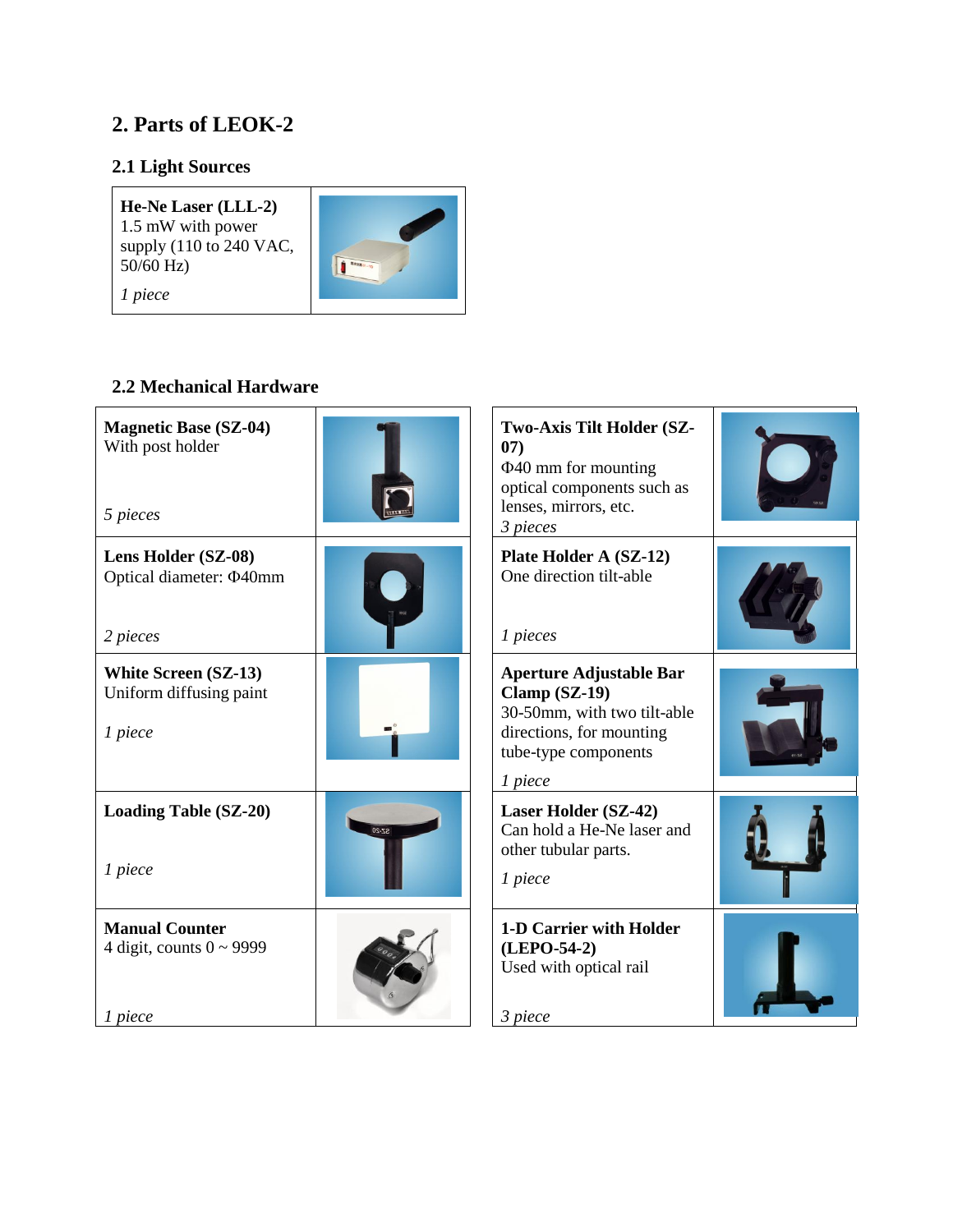## 2. Parts of LEOK-2

### 2.1 Light Sources

| | |
|---|---|
| **He-Ne Laser (LLL-2)**<br>1.5 mW with power supply (110 to 240 VAC, 50/60 Hz)<br>*1 piece* | |

### 2.2 Mechanical Hardware

| | | | |
|---|---|---|---|
| **Magnetic Base (SZ-04)**<br>With post holder<br>*5 pieces* | | **Two-Axis Tilt Holder (SZ-07)**<br>Φ40 mm for mounting optical components such as lenses, mirrors, etc.<br>*3 pieces* | |
| **Lens Holder (SZ-08)**<br>Optical diameter: Φ40mm<br>*2 pieces* | | **Plate Holder A (SZ-12)**<br>One direction tilt-able<br>*1 pieces* | |
| **White Screen (SZ-13)**<br>Uniform diffusing paint<br>*1 piece* | | **Aperture Adjustable Bar Clamp (SZ-19)**<br>30-50mm, with two tilt-able directions, for mounting tube-type components<br>*1 piece* | |
| **Loading Table (SZ-20)**<br>*1 piece* | | **Laser Holder (SZ-42)**<br>Can hold a He-Ne laser and other tubular parts.<br>*1 piece* | |
| **Manual Counter**<br>4 digit, counts 0 ~ 9999<br>*1 piece* | | **1-D Carrier with Holder (LEPO-54-2)**<br>Used with optical rail<br>*3 piece* | |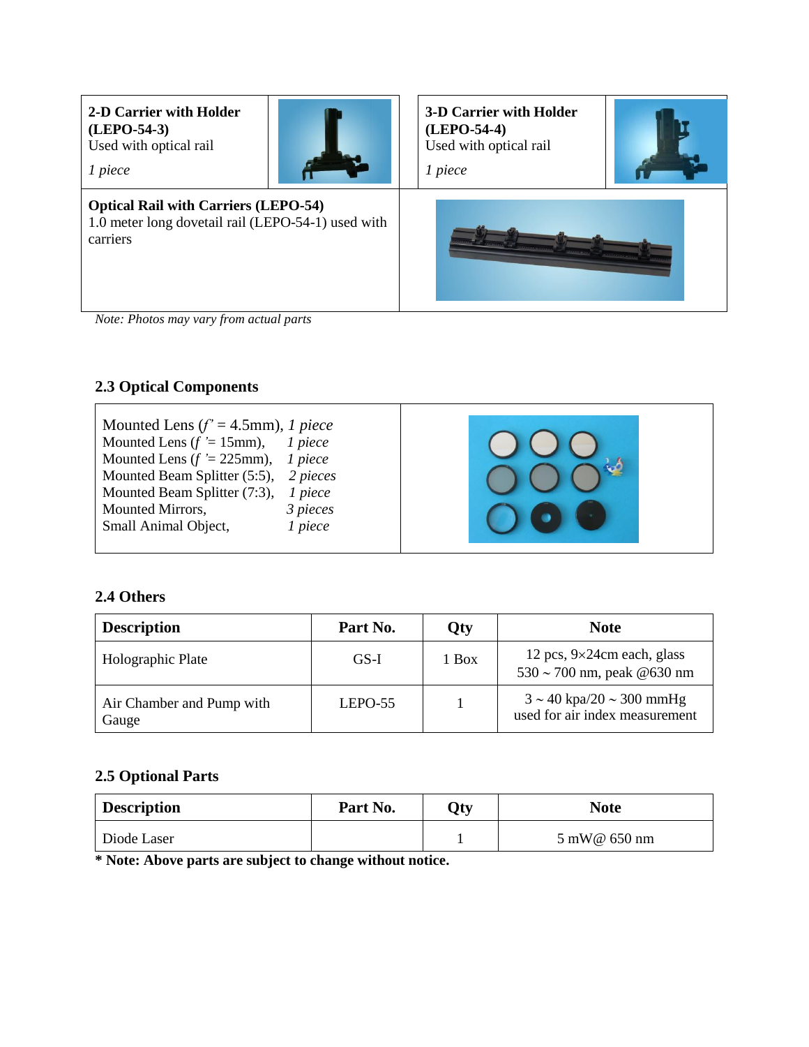| | | | |
|---|---|---|---|
| **2-D Carrier with Holder (LEPO-54-3)**<br>Used with optical rail<br>*1 piece* | | **3-D Carrier with Holder (LEPO-54-4)**<br>Used with optical rail<br>*1 piece* | |
| **Optical Rail with Carriers (LEPO-54)**<br>1.0 meter long dovetail rail (LEPO-54-1) used with carriers | | | |

*Note: Photos may vary from actual parts*

## 2.3 Optical Components

| | |
|---|---|
| Mounted Lens ($f' = 4.5$mm), *1 piece*<br>Mounted Lens ($f' = 15$mm), *1 piece*<br>Mounted Lens ($f' = 225$mm), *1 piece*<br>Mounted Beam Splitter (5:5), *2 pieces*<br>Mounted Beam Splitter (7:3), *1 piece*<br>Mounted Mirrors, *3 pieces*<br>Small Animal Object, *1 piece* | |

## 2.4 Others

| Description | Part No. | Qty | Note |
|---|---|---|---|
| Holographic Plate | GS-I | 1 Box | 12 pcs, 9×24cm each, glass<br>530 ~ 700 nm, peak @630 nm |
| Air Chamber and Pump with Gauge | LEPO-55 | 1 | 3 ~ 40 kpa/20 ~ 300 mmHg<br>used for air index measurement |

## 2.5 Optional Parts

| Description | Part No. | Qty | Note |
|---|---|---|---|
| Diode Laser | | 1 | 5 mW@ 650 nm |

**\* Note: Above parts are subject to change without notice.**